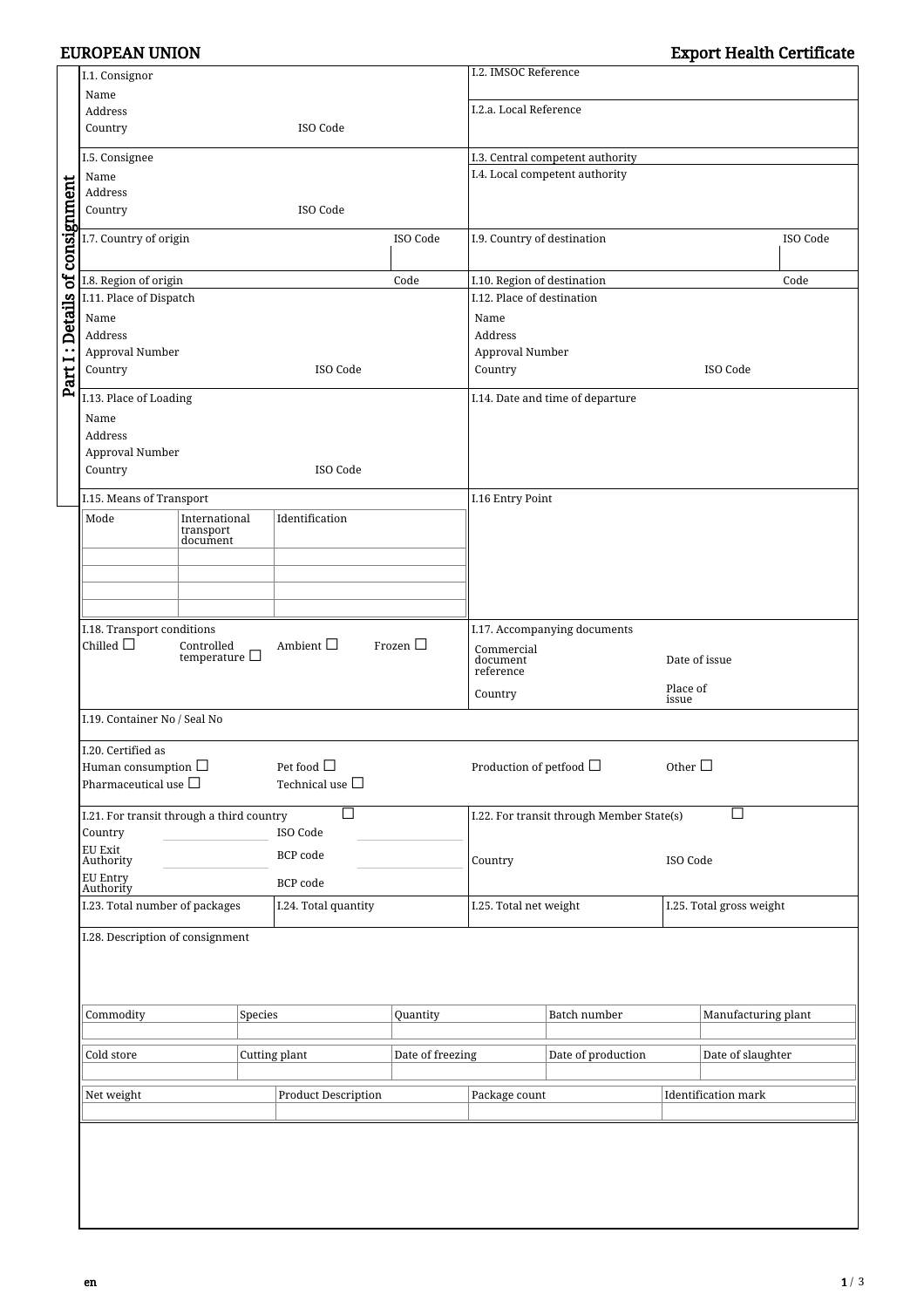**EUROPEAN UNION** | **Export Health Certificate**

## Part I : Details of consignment

| | |
|---|---|
| I.1. Consignor<br>Name<br>Address<br>Country ISO Code | I.2. IMSOC Reference<br><br>I.2.a. Local Reference |
| I.5. Consignee<br>Name<br>Address<br>Country ISO Code | I.3. Central competent authority<br>I.4. Local competent authority |
| I.7. Country of origin — ISO Code | I.9. Country of destination — ISO Code |
| I.8. Region of origin — Code | I.10. Region of destination — Code |
| I.11. Place of Dispatch<br>Name<br>Address<br>Approval Number<br>Country ISO Code | I.12. Place of destination<br>Name<br>Address<br>Approval Number<br>Country ISO Code |
| I.13. Place of Loading<br>Name<br>Address<br>Approval Number<br>Country ISO Code | I.14. Date and time of departure |
| I.15. Means of Transport | I.16 Entry Point |

| Mode | International transport document | Identification |
|---|---|---|
| | | |
| | | |
| | | |
| | | |

| | |
|---|---|
| I.18. Transport conditions<br>Chilled ☐ Controlled temperature ☐ Ambient ☐ Frozen ☐ | I.17. Accompanying documents<br>Commercial document reference — Date of issue<br>Country — Place of issue |

I.19. Container No / Seal No

I.20. Certified as
Human consumption ☐ Pet food ☐ Production of petfood ☐ Other ☐
Pharmaceutical use ☐ Technical use ☐

| | |
|---|---|
| I.21. For transit through a third country ☐<br>Country — ISO Code<br>EU Exit Authority — BCP code<br>EU Entry Authority — BCP code | I.22. For transit through Member State(s) ☐<br>Country — ISO Code |

| I.23. Total number of packages | I.24. Total quantity | I.25. Total net weight | I.25. Total gross weight |
|---|---|---|---|
| | | | |

I.28. Description of consignment

| Commodity | Species | Quantity | Batch number | Manufacturing plant |
|---|---|---|---|---|
| | | | | |

| Cold store | Cutting plant | Date of freezing | Date of production | Date of slaughter |
|---|---|---|---|---|
| | | | | |

| Net weight | Product Description | Package count | Identification mark |
|---|---|---|---|
| | | | |

en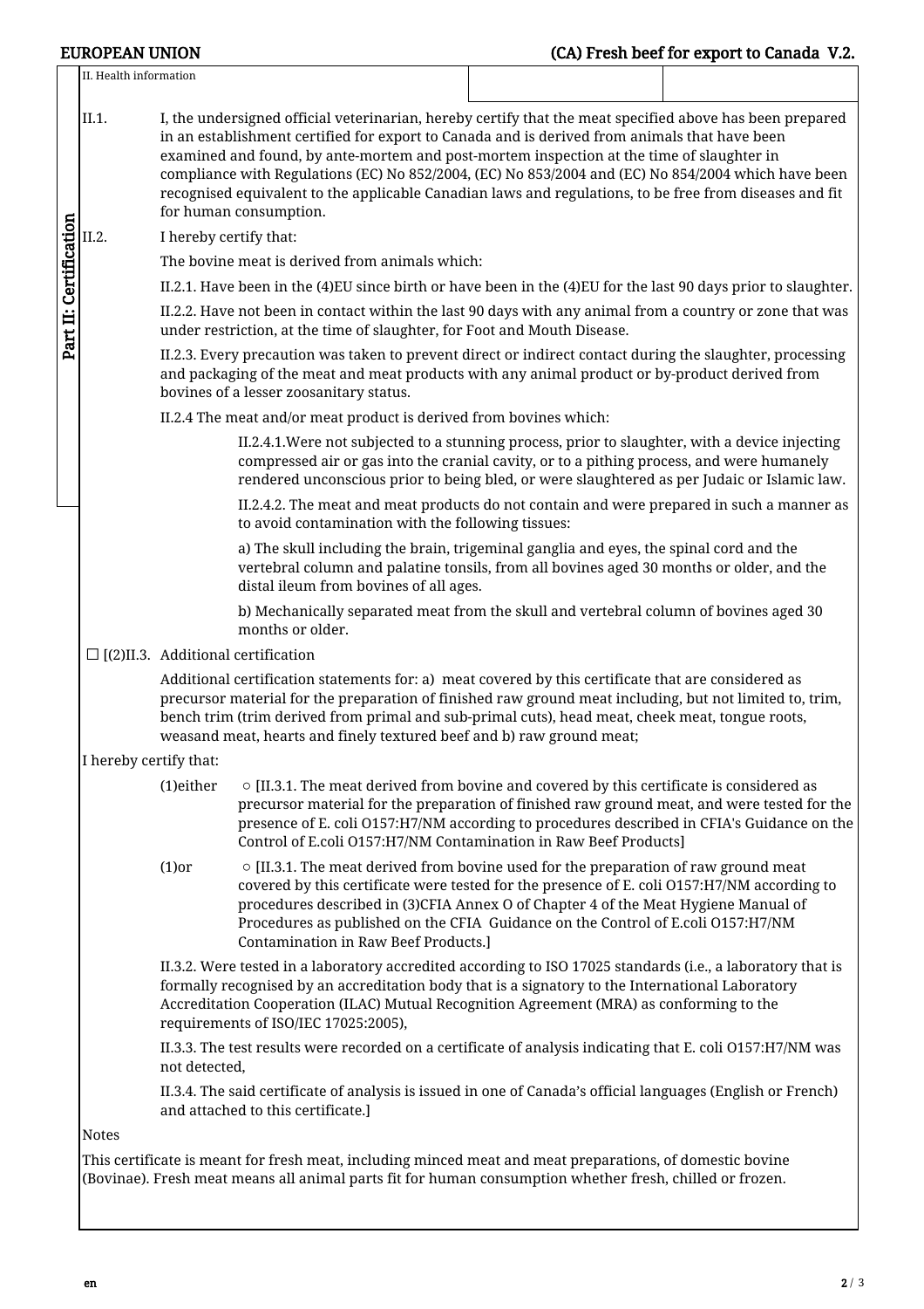II. Health information

**Part II: Certification**

II.1. I, the undersigned official veterinarian, hereby certify that the meat specified above has been prepared in an establishment certified for export to Canada and is derived from animals that have been examined and found, by ante-mortem and post-mortem inspection at the time of slaughter in compliance with Regulations (EC) No 852/2004, (EC) No 853/2004 and (EC) No 854/2004 which have been recognised equivalent to the applicable Canadian laws and regulations, to be free from diseases and fit for human consumption.

II.2. I hereby certify that:

The bovine meat is derived from animals which:

II.2.1. Have been in the (4)EU since birth or have been in the (4)EU for the last 90 days prior to slaughter.

II.2.2. Have not been in contact within the last 90 days with any animal from a country or zone that was under restriction, at the time of slaughter, for Foot and Mouth Disease.

II.2.3. Every precaution was taken to prevent direct or indirect contact during the slaughter, processing and packaging of the meat and meat products with any animal product or by-product derived from bovines of a lesser zoosanitary status.

II.2.4 The meat and/or meat product is derived from bovines which:

II.2.4.1.Were not subjected to a stunning process, prior to slaughter, with a device injecting compressed air or gas into the cranial cavity, or to a pithing process, and were humanely rendered unconscious prior to being bled, or were slaughtered as per Judaic or Islamic law.

II.2.4.2. The meat and meat products do not contain and were prepared in such a manner as to avoid contamination with the following tissues:

a) The skull including the brain, trigeminal ganglia and eyes, the spinal cord and the vertebral column and palatine tonsils, from all bovines aged 30 months or older, and the distal ileum from bovines of all ages.

b) Mechanically separated meat from the skull and vertebral column of bovines aged 30 months or older.

☐ [(2)II.3. Additional certification

Additional certification statements for: a) meat covered by this certificate that are considered as precursor material for the preparation of finished raw ground meat including, but not limited to, trim, bench trim (trim derived from primal and sub-primal cuts), head meat, cheek meat, tongue roots, weasand meat, hearts and finely textured beef and b) raw ground meat;

I hereby certify that:

(1)either ○ [II.3.1. The meat derived from bovine and covered by this certificate is considered as precursor material for the preparation of finished raw ground meat, and were tested for the presence of E. coli O157:H7/NM according to procedures described in CFIA's Guidance on the Control of E.coli O157:H7/NM Contamination in Raw Beef Products]

(1)or ○ [II.3.1. The meat derived from bovine used for the preparation of raw ground meat covered by this certificate were tested for the presence of E. coli O157:H7/NM according to procedures described in (3)CFIA Annex O of Chapter 4 of the Meat Hygiene Manual of Procedures as published on the CFIA Guidance on the Control of E.coli O157:H7/NM Contamination in Raw Beef Products.]

II.3.2. Were tested in a laboratory accredited according to ISO 17025 standards (i.e., a laboratory that is formally recognised by an accreditation body that is a signatory to the International Laboratory Accreditation Cooperation (ILAC) Mutual Recognition Agreement (MRA) as conforming to the requirements of ISO/IEC 17025:2005),

II.3.3. The test results were recorded on a certificate of analysis indicating that E. coli O157:H7/NM was not detected,

II.3.4. The said certificate of analysis is issued in one of Canada's official languages (English or French) and attached to this certificate.]

Notes

This certificate is meant for fresh meat, including minced meat and meat preparations, of domestic bovine (Bovinae). Fresh meat means all animal parts fit for human consumption whether fresh, chilled or frozen.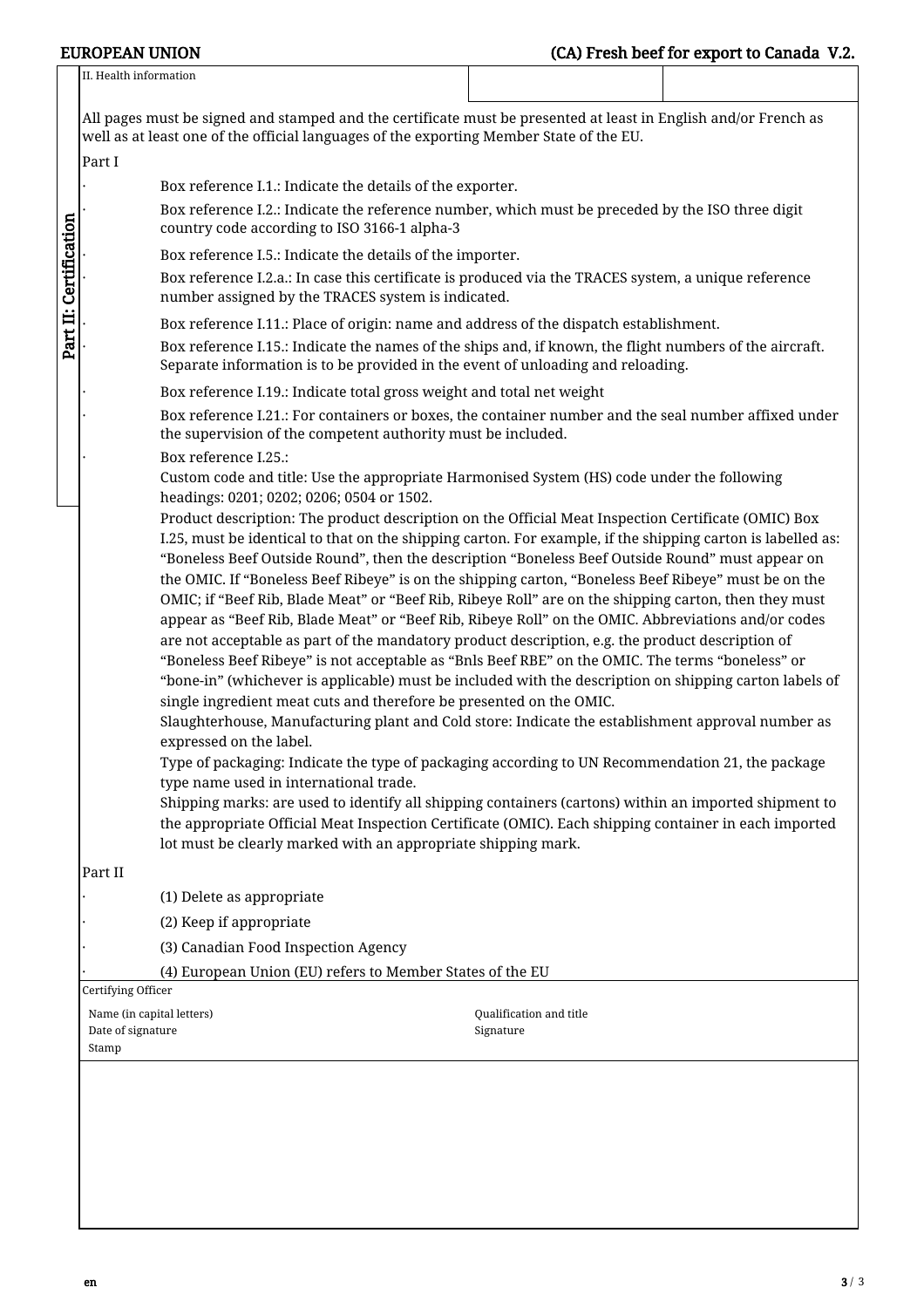II. Health information

Part II: Certification

All pages must be signed and stamped and the certificate must be presented at least in English and/or French as well as at least one of the official languages of the exporting Member State of the EU.

Part I

- Box reference I.1.: Indicate the details of the exporter.
- Box reference I.2.: Indicate the reference number, which must be preceded by the ISO three digit country code according to ISO 3166-1 alpha-3
- Box reference I.5.: Indicate the details of the importer.
- Box reference I.2.a.: In case this certificate is produced via the TRACES system, a unique reference number assigned by the TRACES system is indicated.
- Box reference I.11.: Place of origin: name and address of the dispatch establishment.
- Box reference I.15.: Indicate the names of the ships and, if known, the flight numbers of the aircraft. Separate information is to be provided in the event of unloading and reloading.
- Box reference I.19.: Indicate total gross weight and total net weight
- Box reference I.21.: For containers or boxes, the container number and the seal number affixed under the supervision of the competent authority must be included.
- Box reference I.25.:
  Custom code and title: Use the appropriate Harmonised System (HS) code under the following headings: 0201; 0202; 0206; 0504 or 1502.
  Product description: The product description on the Official Meat Inspection Certificate (OMIC) Box I.25, must be identical to that on the shipping carton. For example, if the shipping carton is labelled as: “Boneless Beef Outside Round”, then the description “Boneless Beef Outside Round” must appear on the OMIC. If “Boneless Beef Ribeye” is on the shipping carton, “Boneless Beef Ribeye” must be on the OMIC; if “Beef Rib, Blade Meat” or “Beef Rib, Ribeye Roll” are on the shipping carton, then they must appear as “Beef Rib, Blade Meat” or “Beef Rib, Ribeye Roll” on the OMIC. Abbreviations and/or codes are not acceptable as part of the mandatory product description, e.g. the product description of “Boneless Beef Ribeye” is not acceptable as “Bnls Beef RBE” on the OMIC. The terms “boneless” or “bone-in” (whichever is applicable) must be included with the description on shipping carton labels of single ingredient meat cuts and therefore be presented on the OMIC.
  Slaughterhouse, Manufacturing plant and Cold store: Indicate the establishment approval number as expressed on the label.
  Type of packaging: Indicate the type of packaging according to UN Recommendation 21, the package type name used in international trade.
  Shipping marks: are used to identify all shipping containers (cartons) within an imported shipment to the appropriate Official Meat Inspection Certificate (OMIC). Each shipping container in each imported lot must be clearly marked with an appropriate shipping mark.

Part II

- (1) Delete as appropriate
- (2) Keep if appropriate
- (3) Canadian Food Inspection Agency
- (4) European Union (EU) refers to Member States of the EU

Certifying Officer

Name (in capital letters)
Date of signature
Stamp

Qualification and title
Signature